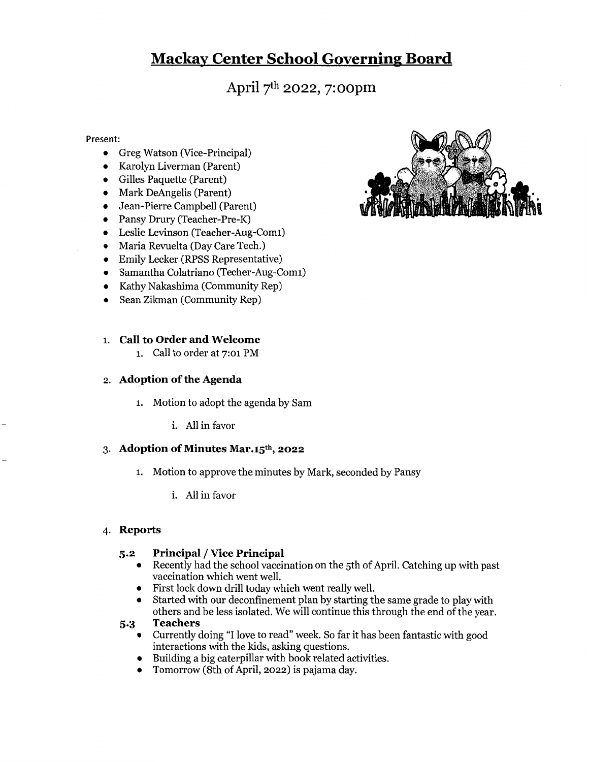# Mackay Center School Governing Board

## April 7th 2022, 7:00pm

Present:

- Greg Watson (Vice-Principal)
- Karolyn Liverman (Parent)
- Gilles Paquette (Parent)
- Mark DeAngelis (Parent)
- Jean-Pierre Campbell (Parent)
- Pansy Drury (Teacher-Pre-K)
- Leslie Levinson (Teacher-Aug-Com1)
- Maria Revuelta (Day Care Tech.)
- Emily Lecker (RPSS Representative)
- Samantha Colatriano (Techer-Aug-Com1)
- Kathy Nakashima (Community Rep)
- Sean Zikman (Community Rep)

1. **Call to Order and Welcome**
   1. Call to order at 7:01 PM

2. **Adoption of the Agenda**
   1. Motion to adopt the agenda by Sam
      i. All in favor

3. **Adoption of Minutes Mar.15th, 2022**
   1. Motion to approve the minutes by Mark, seconded by Pansy
      i. All in favor

4. **Reports**

**5.2 Principal / Vice Principal**

- Recently had the school vaccination on the 5th of April. Catching up with past vaccination which went well.
- First lock down drill today which went really well.
- Started with our deconfinement plan by starting the same grade to play with others and be less isolated. We will continue this through the end of the year.

**5.3 Teachers**

- Currently doing "I love to read" week. So far it has been fantastic with good interactions with the kids, asking questions.
- Building a big caterpillar with book related activities.
- Tomorrow (8th of April, 2022) is pajama day.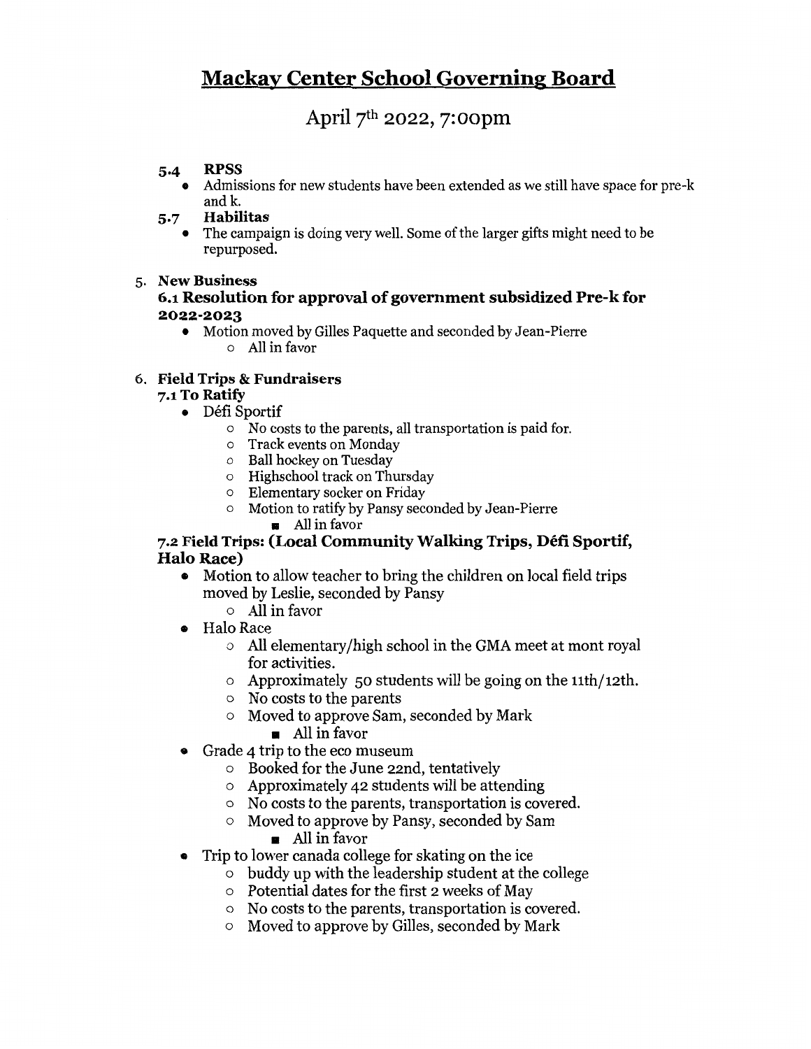# Mackay Center School Governing Board

## April 7th 2022, 7:00pm

### 5.4 RPSS

- Admissions for new students have been extended as we still have space for pre-k and k.

### 5.7 Habilitas

- The campaign is doing very well. Some of the larger gifts might need to be repurposed.

5. **New Business**

### 6.1 Resolution for approval of government subsidized Pre-k for 2022-2023

- Motion moved by Gilles Paquette and seconded by Jean-Pierre
  - All in favor

6. **Field Trips & Fundraisers**

### 7.1 To Ratify

- Défi Sportif
  - No costs to the parents, all transportation is paid for.
  - Track events on Monday
  - Ball hockey on Tuesday
  - Highschool track on Thursday
  - Elementary socker on Friday
  - Motion to ratify by Pansy seconded by Jean-Pierre
    - All in favor

### 7.2 Field Trips: (Local Community Walking Trips, Défi Sportif, Halo Race)

- Motion to allow teacher to bring the children on local field trips moved by Leslie, seconded by Pansy
  - All in favor
- Halo Race
  - All elementary/high school in the GMA meet at mont royal for activities.
  - Approximately 50 students will be going on the 11th/12th.
  - No costs to the parents
  - Moved to approve Sam, seconded by Mark
    - All in favor
- Grade 4 trip to the eco museum
  - Booked for the June 22nd, tentatively
  - Approximately 42 students will be attending
  - No costs to the parents, transportation is covered.
  - Moved to approve by Pansy, seconded by Sam
    - All in favor
- Trip to lower canada college for skating on the ice
  - buddy up with the leadership student at the college
  - Potential dates for the first 2 weeks of May
  - No costs to the parents, transportation is covered.
  - Moved to approve by Gilles, seconded by Mark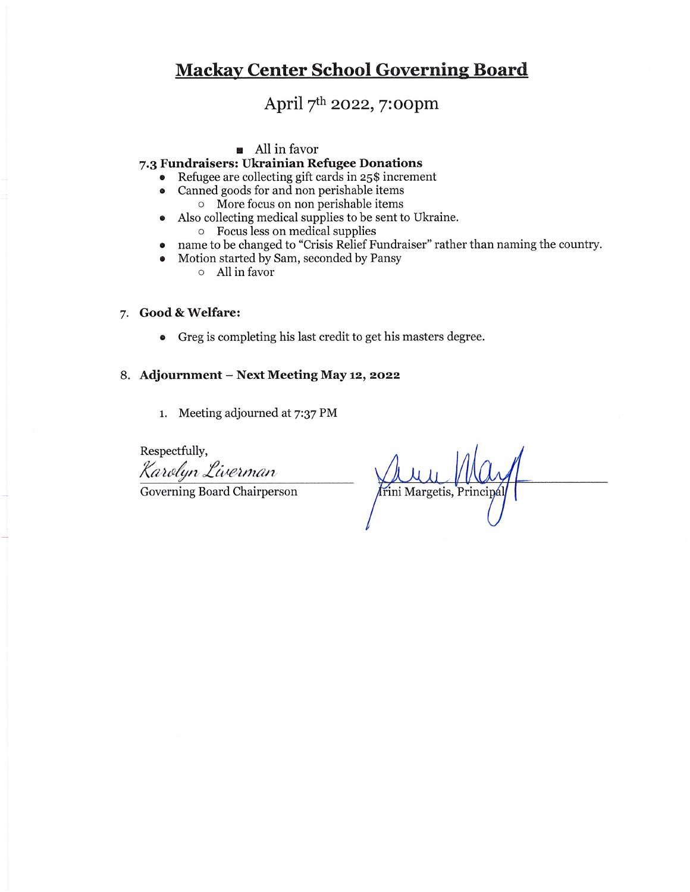# Mackay Center School Governing Board

## April 7th 2022, 7:00pm

- All in favor

**7.3 Fundraisers: Ukrainian Refugee Donations**

- Refugee are collecting gift cards in 25$ increment
- Canned goods for and non perishable items
  - More focus on non perishable items
- Also collecting medical supplies to be sent to Ukraine.
  - Focus less on medical supplies
- name to be changed to "Crisis Relief Fundraiser" rather than naming the country.
- Motion started by Sam, seconded by Pansy
  - All in favor

7. **Good & Welfare:**

- Greg is completing his last credit to get his masters degree.

8. **Adjournment – Next Meeting May 12, 2022**

1. Meeting adjourned at 7:37 PM

Respectfully,

*Karolyn Liverman*
Governing Board Chairperson

Irini Margetis, Principal